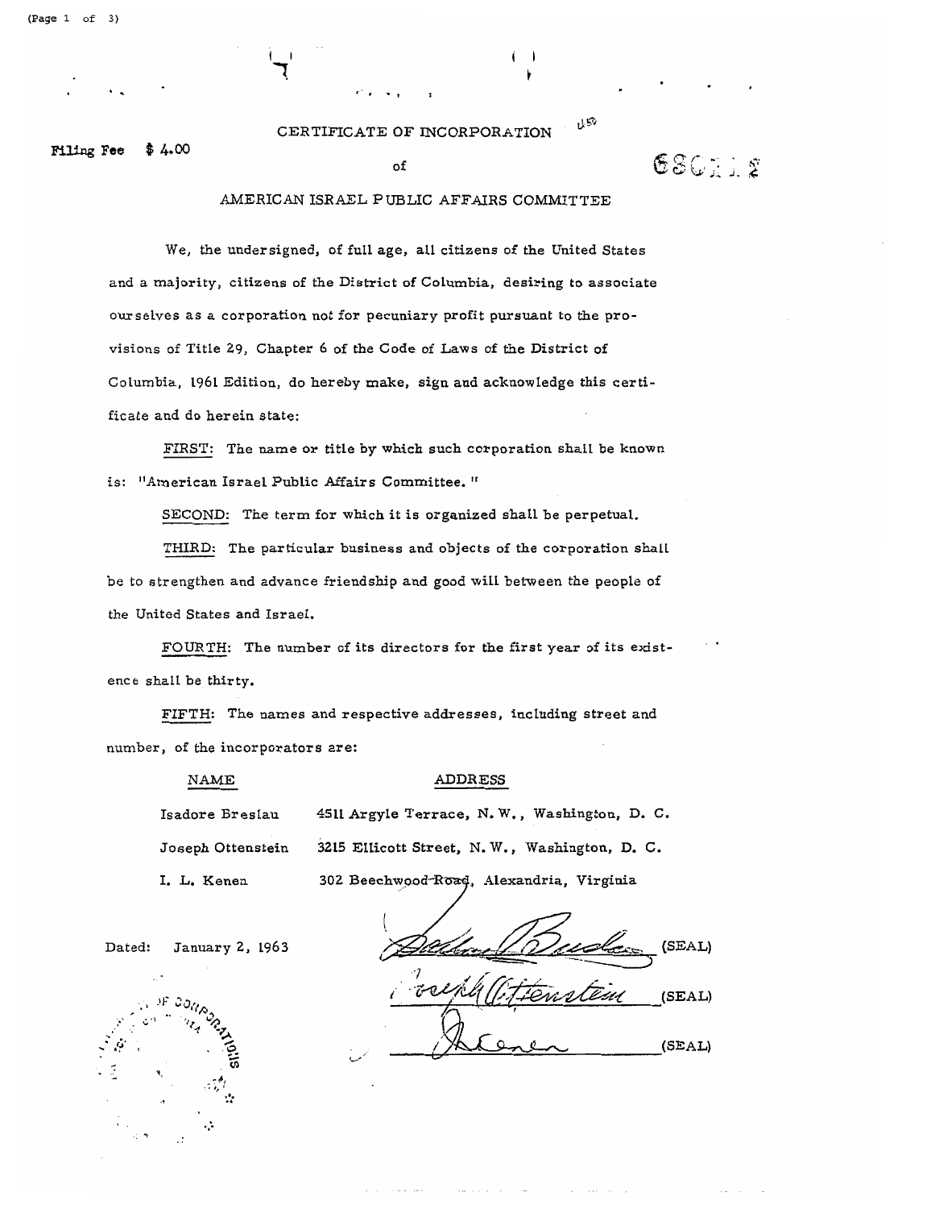Filing Fee $ 4.00

# CERTIFICATE OF INCORPORATION

of

## AMERICAN ISRAEL PUBLIC AFFAIRS COMMITTEE

68012

We, the undersigned, of full age, all citizens of the United States and a majority, citizens of the District of Columbia, desiring to associate ourselves as a corporation not for pecuniary profit pursuant to the provisions of Title 29, Chapter 6 of the Code of Laws of the District of Columbia, 1961 Edition, do hereby make, sign and acknowledge this certificate and do herein state:

FIRST: The name or title by which such corporation shall be known is: "American Israel Public Affairs Committee."

SECOND: The term for which it is organized shall be perpetual.

THIRD: The particular business and objects of the corporation shall be to strengthen and advance friendship and good will between the people of the United States and Israel.

FOURTH: The number of its directors for the first year of its existence shall be thirty.

FIFTH: The names and respective addresses, including street and number, of the incorporators are:

| NAME | ADDRESS |
|---|---|
| Isadore Breslau | 4511 Argyle Terrace, N. W., Washington, D. C. |
| Joseph Ottenstein | 3215 Ellicott Street, N. W., Washington, D. C. |
| I. L. Kenen | 302 Beechwood ~~Road~~, Alexandria, Virginia |

Dated: January 2, 1963

Isadore Breslau (SEAL)

Joseph Ottenstein (SEAL)

I L Kenen (SEAL)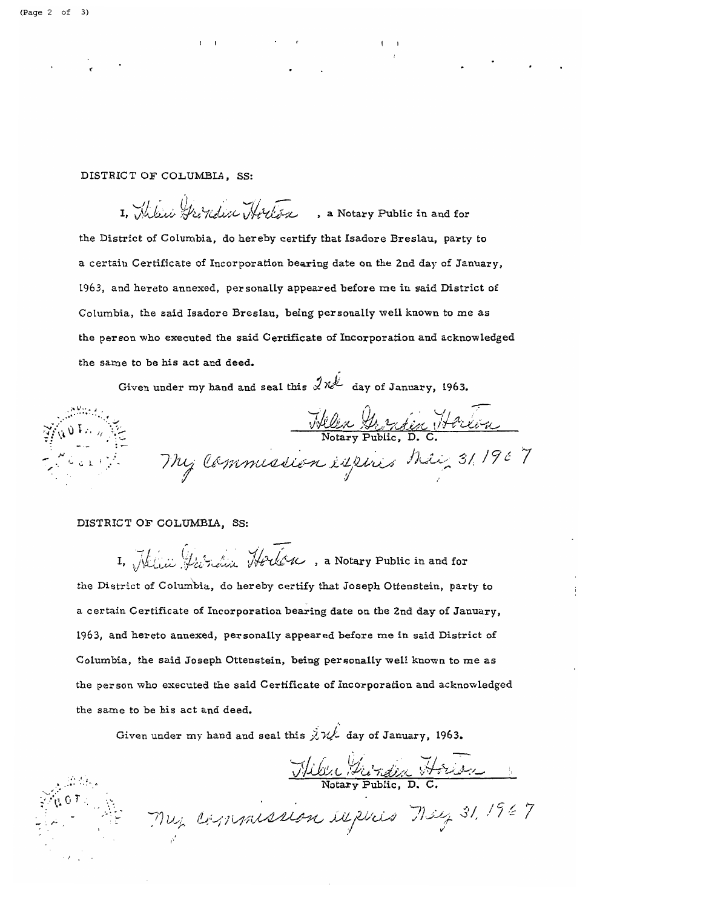DISTRICT OF COLUMBIA, SS:

I, Helen Grendin Horton, a Notary Public in and for the District of Columbia, do hereby certify that Isadore Breslau, party to a certain Certificate of Incorporation bearing date on the 2nd day of January, 1963, and hereto annexed, personally appeared before me in said District of Columbia, the said Isadore Breslau, being personally well known to me as the person who executed the said Certificate of Incorporation and acknowledged the same to be his act and deed.

Given under my hand and seal this 2nd day of January, 1963.

Helen Grendin Horton
Notary Public, D. C.
My commission expires May 31, 1967

DISTRICT OF COLUMBIA, SS:

I, Helen Grendin Horton, a Notary Public in and for the District of Columbia, do hereby certify that Joseph Ottenstein, party to a certain Certificate of Incorporation bearing date on the 2nd day of January, 1963, and hereto annexed, personally appeared before me in said District of Columbia, the said Joseph Ottenstein, being personally well known to me as the person who executed the said Certificate of Incorporation and acknowledged the same to be his act and deed.

Given under my hand and seal this 2nd day of January, 1963.

Helen Grendin Horton
Notary Public, D. C.
My commission expires May 31, 1967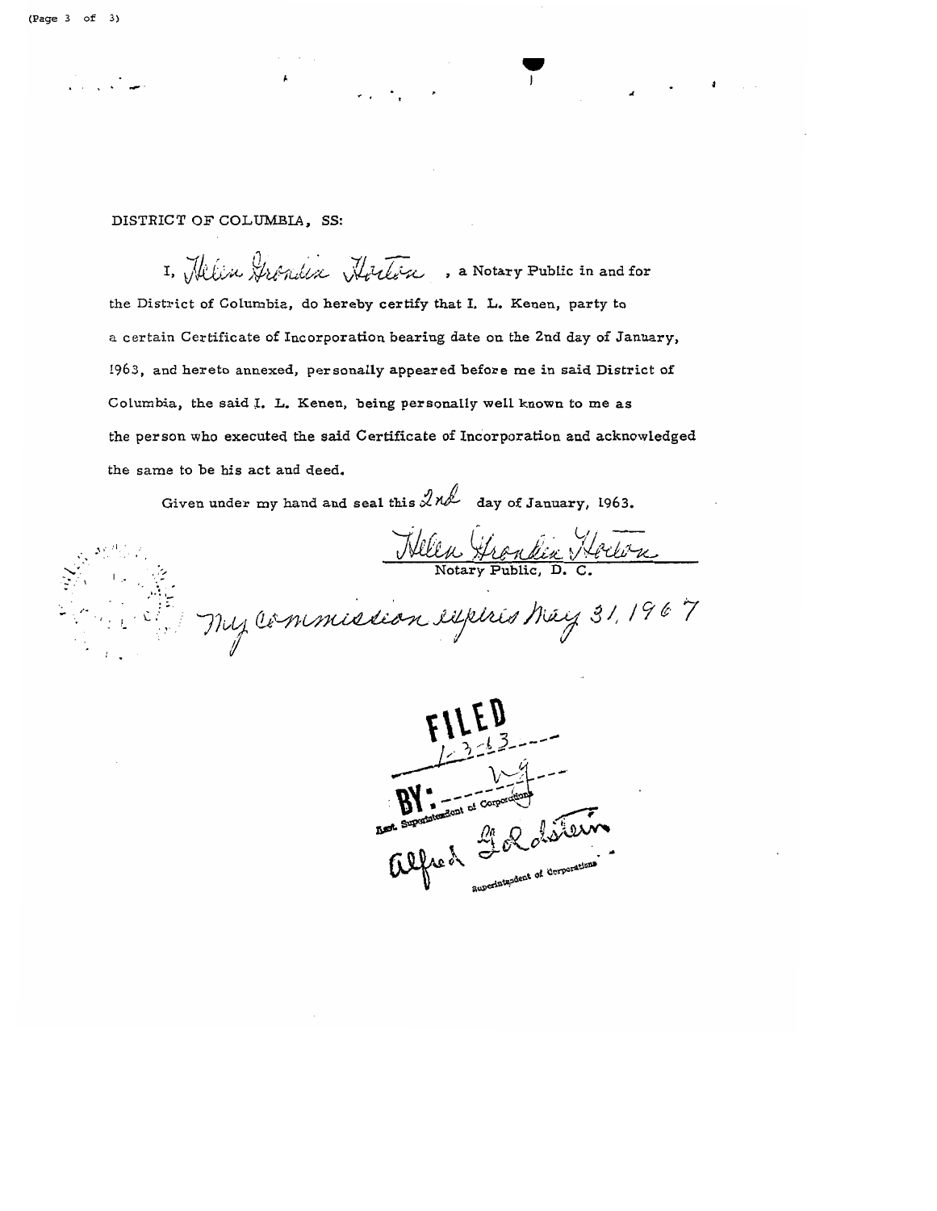DISTRICT OF COLUMBIA, SS:

I, Helen Grondin Horton, a Notary Public in and for the District of Columbia, do hereby certify that I. L. Kenen, party to a certain Certificate of Incorporation bearing date on the 2nd day of January, 1963, and hereto annexed, personally appeared before me in said District of Columbia, the said I. L. Kenen, being personally well known to me as the person who executed the said Certificate of Incorporation and acknowledged the same to be his act and deed.

Given under my hand and seal this 2nd day of January, 1963.

Helen Grondin Horton
Notary Public, D. C.

My commission expires May 31, 1967

FILED
1-3-63
BY: ___
Asst. Superintendent of Corporations
Alfred Goldstein
Superintendent of Corporations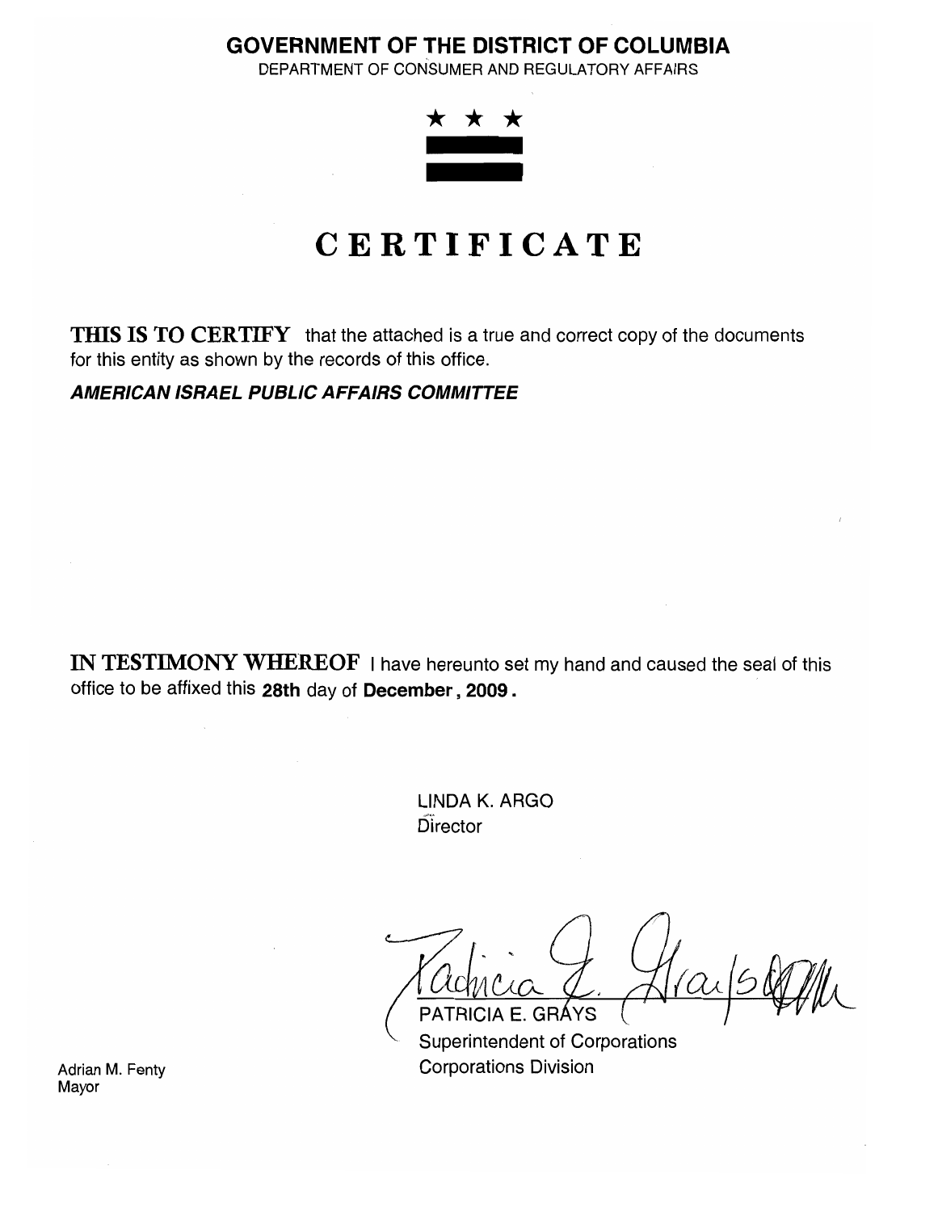# GOVERNMENT OF THE DISTRICT OF COLUMBIA

DEPARTMENT OF CONSUMER AND REGULATORY AFFAIRS

★ ★ ★

# CERTIFICATE

**THIS IS TO CERTIFY** that the attached is a true and correct copy of the documents for this entity as shown by the records of this office.

***AMERICAN ISRAEL PUBLIC AFFAIRS COMMITTEE***

**IN TESTIMONY WHEREOF** I have hereunto set my hand and caused the seal of this office to be affixed this **28th** day of **December, 2009.**

LINDA K. ARGO
Director

PATRICIA E. GRAYS
Superintendent of Corporations
Corporations Division

Adrian M. Fenty
Mayor